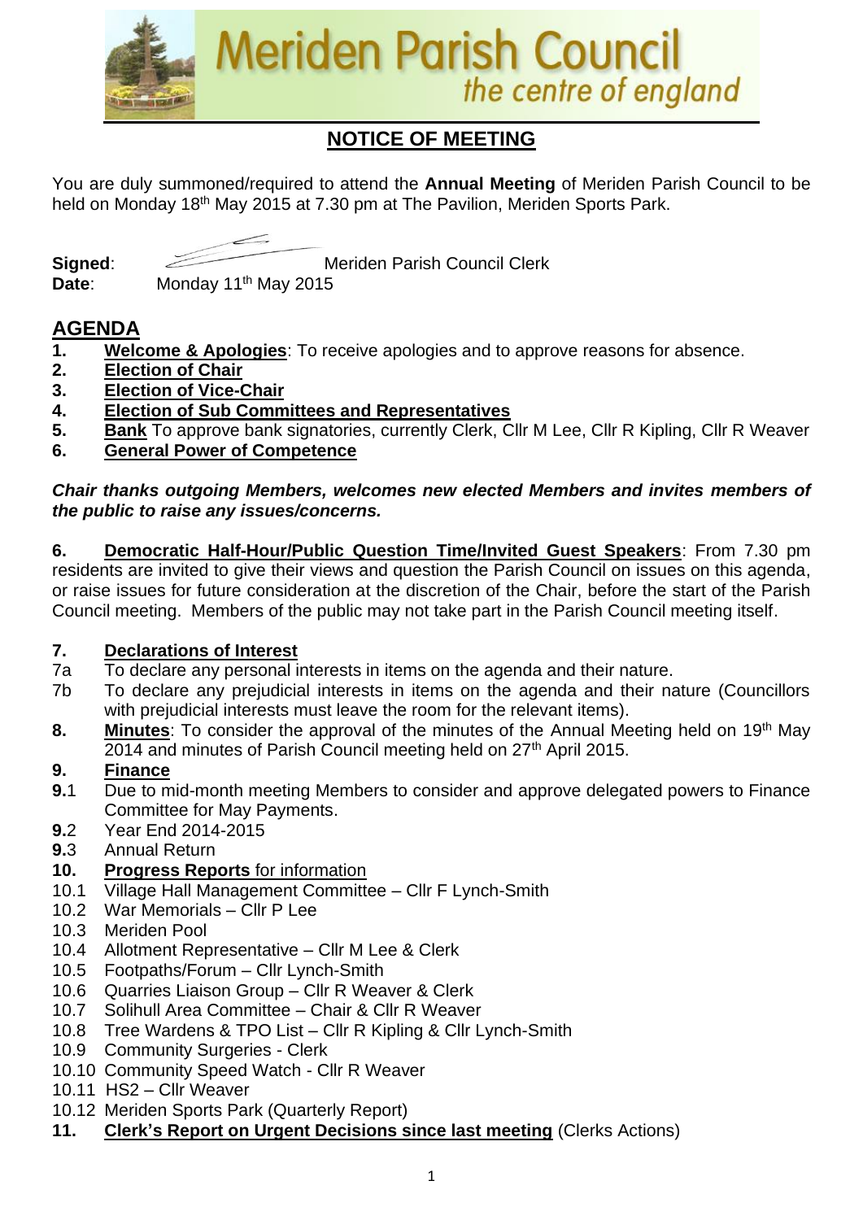# Meriden Parish Council

*the centre of england*

## NOTICE OF MEETING

You are duly summoned/required to attend the **Annual Meeting** of Meriden Parish Council to be held on Monday 18th May 2015 at 7.30 pm at The Pavilion, Meriden Sports Park.

**Signed**: Meriden Parish Council Clerk
**Date**: Monday 11th May 2015

## AGENDA

1. **Welcome & Apologies**: To receive apologies and to approve reasons for absence.
2. **Election of Chair**
3. **Election of Vice-Chair**
4. **Election of Sub Committees and Representatives**
5. **Bank** To approve bank signatories, currently Clerk, Cllr M Lee, Cllr R Kipling, Cllr R Weaver
6. **General Power of Competence**

***Chair thanks outgoing Members, welcomes new elected Members and invites members of the public to raise any issues/concerns.***

**6. Democratic Half-Hour/Public Question Time/Invited Guest Speakers**: From 7.30 pm residents are invited to give their views and question the Parish Council on issues on this agenda, or raise issues for future consideration at the discretion of the Chair, before the start of the Parish Council meeting. Members of the public may not take part in the Parish Council meeting itself.

**7. Declarations of Interest**

7a To declare any personal interests in items on the agenda and their nature.

7b To declare any prejudicial interests in items on the agenda and their nature (Councillors with prejudicial interests must leave the room for the relevant items).

**8. Minutes**: To consider the approval of the minutes of the Annual Meeting held on 19th May 2014 and minutes of Parish Council meeting held on 27th April 2015.

**9. Finance**

**9.**1 Due to mid-month meeting Members to consider and approve delegated powers to Finance Committee for May Payments.

**9.**2 Year End 2014-2015

**9.**3 Annual Return

**10. Progress Reports** for information

10.1 Village Hall Management Committee – Cllr F Lynch-Smith
10.2 War Memorials – Cllr P Lee
10.3 Meriden Pool
10.4 Allotment Representative – Cllr M Lee & Clerk
10.5 Footpaths/Forum – Cllr Lynch-Smith
10.6 Quarries Liaison Group – Cllr R Weaver & Clerk
10.7 Solihull Area Committee – Chair & Cllr R Weaver
10.8 Tree Wardens & TPO List – Cllr R Kipling & Cllr Lynch-Smith
10.9 Community Surgeries - Clerk
10.10 Community Speed Watch - Cllr R Weaver
10.11 HS2 – Cllr Weaver
10.12 Meriden Sports Park (Quarterly Report)

**11. Clerk's Report on Urgent Decisions since last meeting** (Clerks Actions)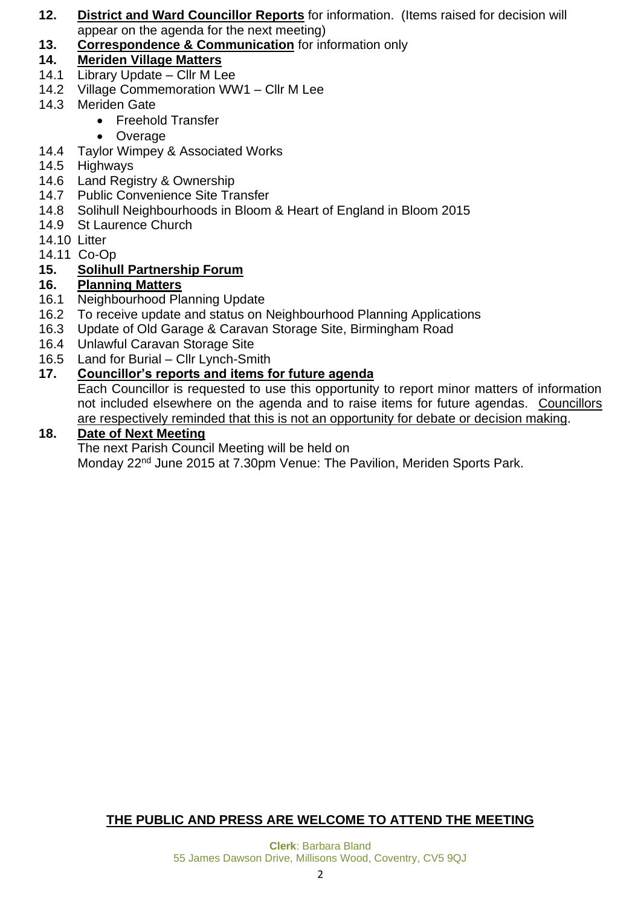**12. District and Ward Councillor Reports** for information. (Items raised for decision will appear on the agenda for the next meeting)

**13. Correspondence & Communication** for information only

**14. Meriden Village Matters**

14.1 Library Update – Cllr M Lee
14.2 Village Commemoration WW1 – Cllr M Lee
14.3 Meriden Gate
- Freehold Transfer
- Overage

14.4 Taylor Wimpey & Associated Works
14.5 Highways
14.6 Land Registry & Ownership
14.7 Public Convenience Site Transfer
14.8 Solihull Neighbourhoods in Bloom & Heart of England in Bloom 2015
14.9 St Laurence Church
14.10 Litter
14.11 Co-Op

**15. Solihull Partnership Forum**

**16. Planning Matters**

16.1 Neighbourhood Planning Update
16.2 To receive update and status on Neighbourhood Planning Applications
16.3 Update of Old Garage & Caravan Storage Site, Birmingham Road
16.4 Unlawful Caravan Storage Site
16.5 Land for Burial – Cllr Lynch-Smith

**17. Councillor's reports and items for future agenda**

Each Councillor is requested to use this opportunity to report minor matters of information not included elsewhere on the agenda and to raise items for future agendas. Councillors are respectively reminded that this is not an opportunity for debate or decision making.

**18. Date of Next Meeting**

The next Parish Council Meeting will be held on
Monday 22nd June 2015 at 7.30pm Venue: The Pavilion, Meriden Sports Park.

**THE PUBLIC AND PRESS ARE WELCOME TO ATTEND THE MEETING**

**Clerk**: Barbara Bland
55 James Dawson Drive, Millisons Wood, Coventry, CV5 9QJ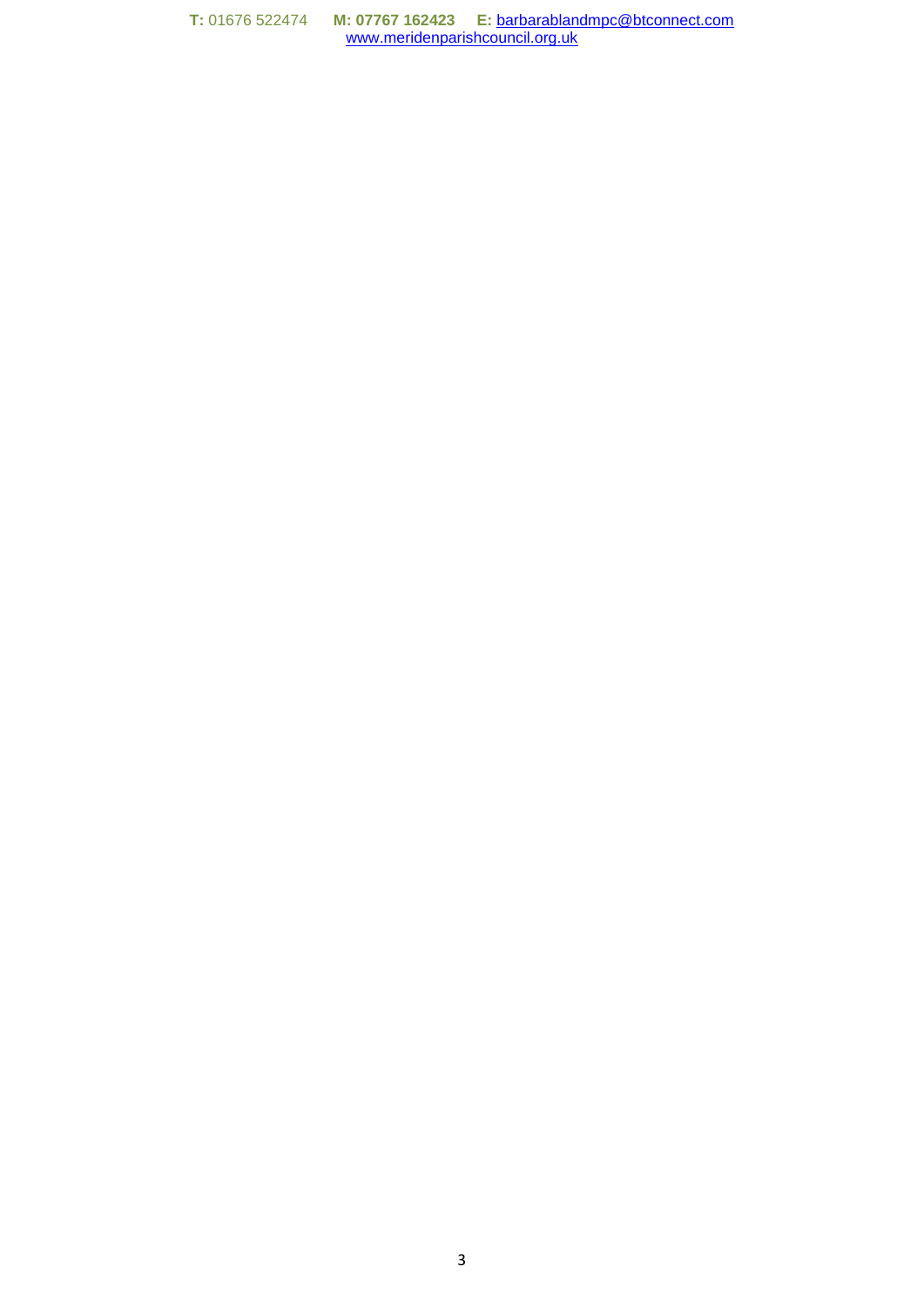**T:** 01676 522474 **M: 07767 162423** **E:** barbarablandmpc@btconnect.com
www.meridenparishcouncil.org.uk